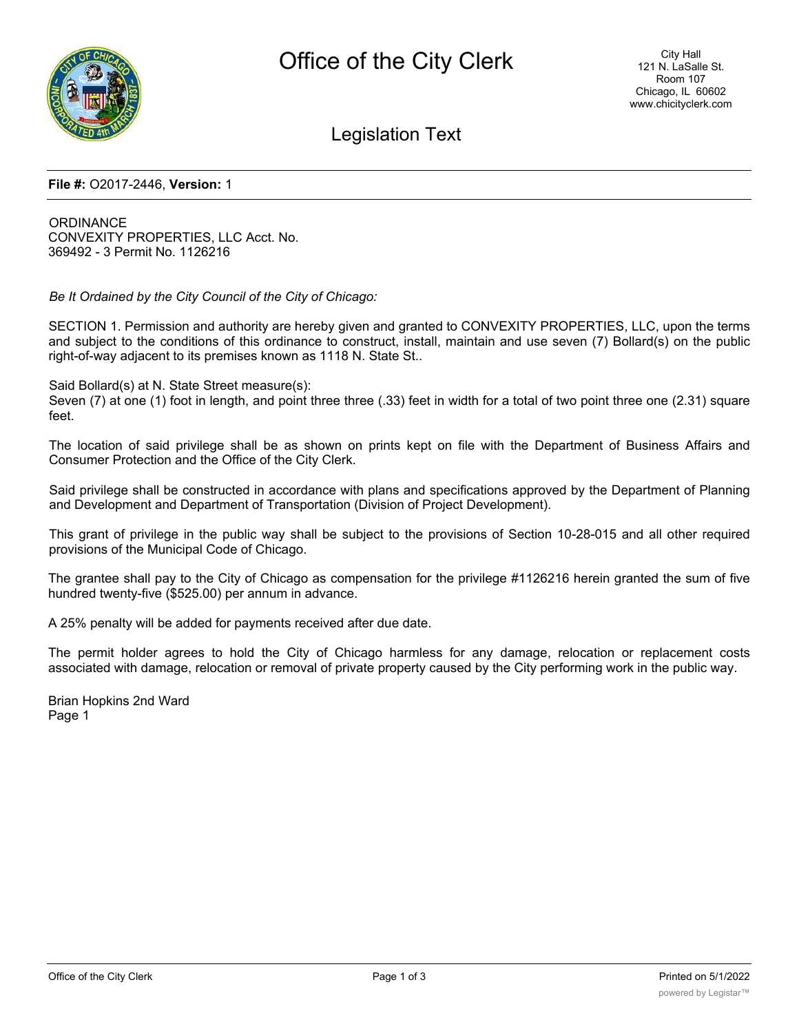# Office of the City Clerk

City Hall
121 N. LaSalle St.
Room 107
Chicago, IL 60602
www.chicityclerk.com

## Legislation Text

**File #:** O2017-2446, **Version:** 1

ORDINANCE
CONVEXITY PROPERTIES, LLC Acct. No.
369492 - 3 Permit No. 1126216

*Be It Ordained by the City Council of the City of Chicago:*

SECTION 1. Permission and authority are hereby given and granted to CONVEXITY PROPERTIES, LLC, upon the terms and subject to the conditions of this ordinance to construct, install, maintain and use seven (7) Bollard(s) on the public right-of-way adjacent to its premises known as 1118 N. State St..

Said Bollard(s) at N. State Street measure(s):
Seven (7) at one (1) foot in length, and point three three (.33) feet in width for a total of two point three one (2.31) square feet.

The location of said privilege shall be as shown on prints kept on file with the Department of Business Affairs and Consumer Protection and the Office of the City Clerk.

Said privilege shall be constructed in accordance with plans and specifications approved by the Department of Planning and Development and Department of Transportation (Division of Project Development).

This grant of privilege in the public way shall be subject to the provisions of Section 10-28-015 and all other required provisions of the Municipal Code of Chicago.

The grantee shall pay to the City of Chicago as compensation for the privilege #1126216 herein granted the sum of five hundred twenty-five ($525.00) per annum in advance.

A 25% penalty will be added for payments received after due date.

The permit holder agrees to hold the City of Chicago harmless for any damage, relocation or replacement costs associated with damage, relocation or removal of private property caused by the City performing work in the public way.

Brian Hopkins 2nd Ward
Page 1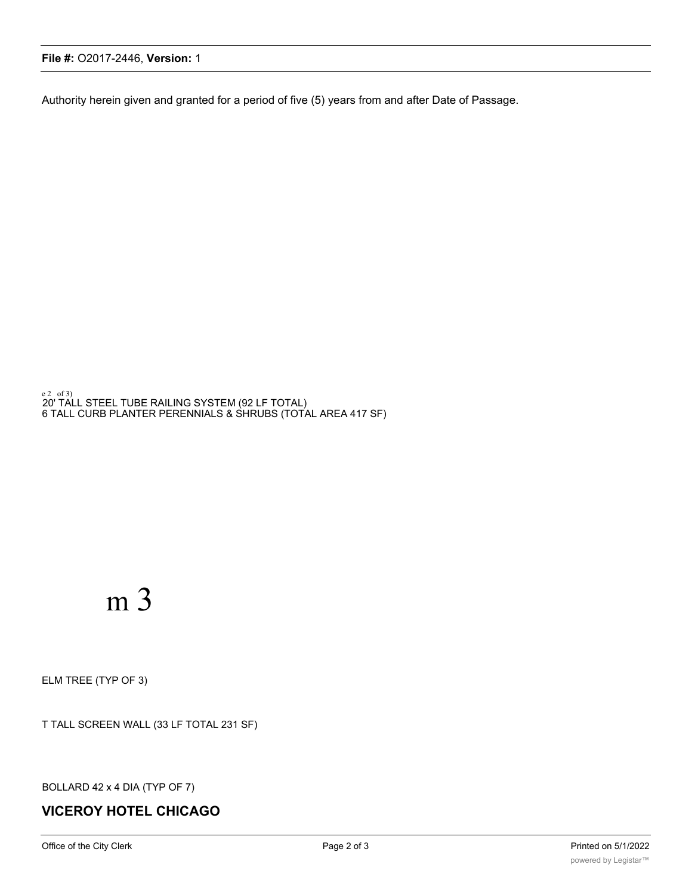Authority herein given and granted for a period of five (5) years from and after Date of Passage.

e 2 of 3)

20' TALL STEEL TUBE RAILING SYSTEM (92 LF TOTAL)

6 TALL CURB PLANTER PERENNIALS & SHRUBS (TOTAL AREA 417 SF)

m 3

ELM TREE (TYP OF 3)

T TALL SCREEN WALL (33 LF TOTAL 231 SF)

BOLLARD 42 x 4 DIA (TYP OF 7)

**VICEROY HOTEL CHICAGO**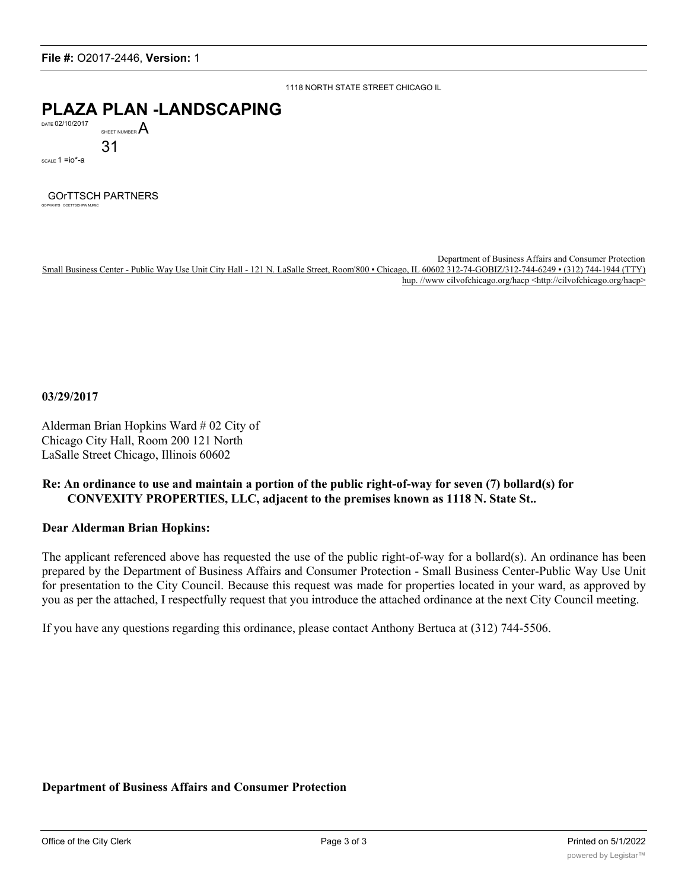1118 NORTH STATE STREET CHICAGO IL

# PLAZA PLAN -LANDSCAPING

DATE 02/10/2017

SHEET NUMBER A

31

SCALE 1 =io*-a

GOrTTSCH PARTNERS

GOPVKHTS GOETTSCHPW MJMC

Department of Business Affairs and Consumer Protection
Small Business Center - Public Way Use Unit City Hall - 121 N. LaSalle Street, Room'800 • Chicago, IL 60602 312-74-GOBIZ/312-744-6249 • (312) 744-1944 (TTY)
hup. //www cilvofchicago.org/hacp <http://cilvofchicago.org/hacp>

**03/29/2017**

Alderman Brian Hopkins Ward # 02 City of
Chicago City Hall, Room 200 121 North
LaSalle Street Chicago, Illinois 60602

**Re: An ordinance to use and maintain a portion of the public right-of-way for seven (7) bollard(s) for CONVEXITY PROPERTIES, LLC, adjacent to the premises known as 1118 N. State St..**

**Dear Alderman Brian Hopkins:**

The applicant referenced above has requested the use of the public right-of-way for a bollard(s). An ordinance has been prepared by the Department of Business Affairs and Consumer Protection - Small Business Center-Public Way Use Unit for presentation to the City Council. Because this request was made for properties located in your ward, as approved by you as per the attached, I respectfully request that you introduce the attached ordinance at the next City Council meeting.

If you have any questions regarding this ordinance, please contact Anthony Bertuca at (312) 744-5506.

**Department of Business Affairs and Consumer Protection**